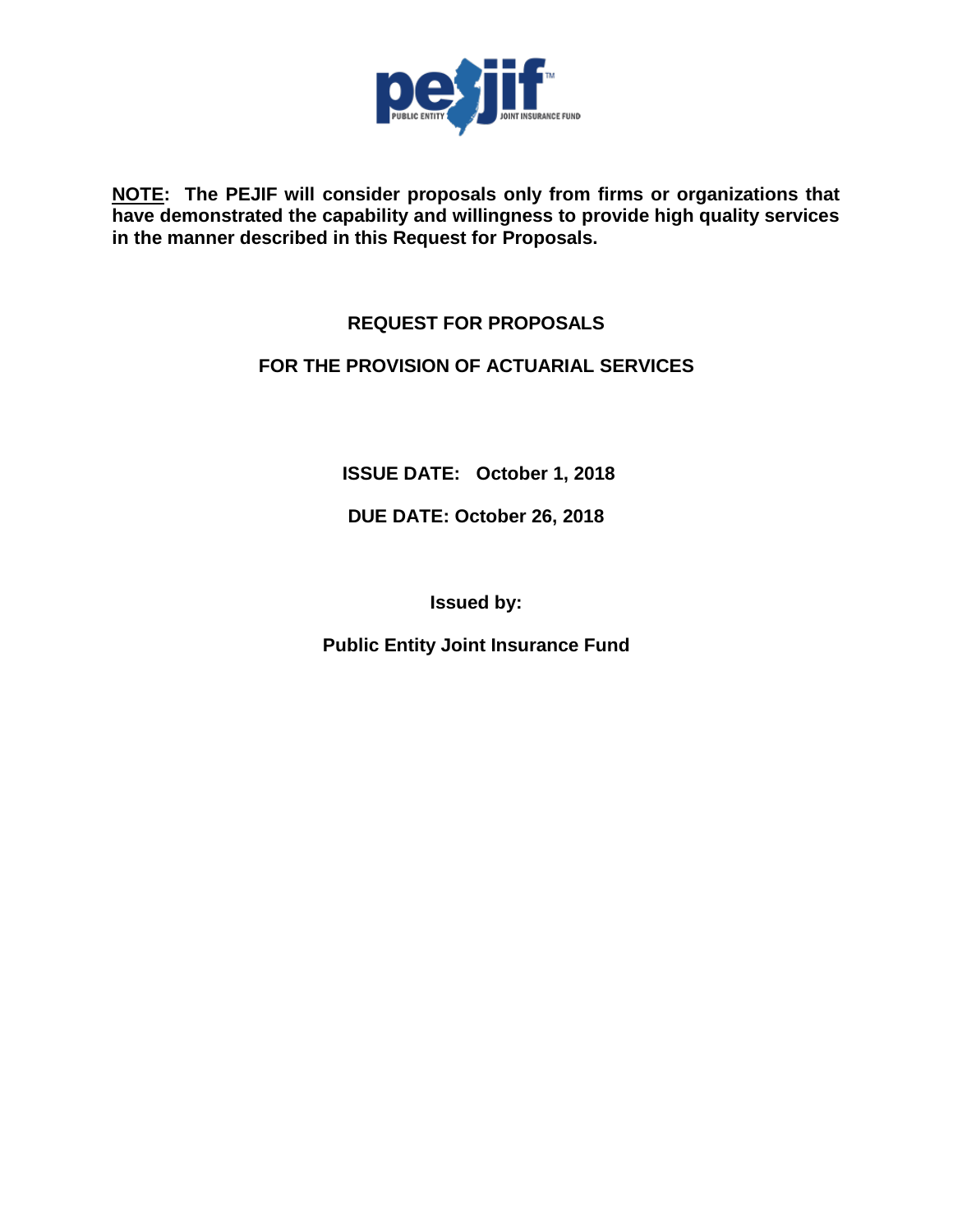**<u>NOTE</u>: The PEJIF will consider proposals only from firms or organizations that have demonstrated the capability and willingness to provide high quality services in the manner described in this Request for Proposals.**

# REQUEST FOR PROPOSALS

## FOR THE PROVISION OF ACTUARIAL SERVICES

**ISSUE DATE: October 1, 2018**

**DUE DATE: October 26, 2018**

**Issued by:**

**Public Entity Joint Insurance Fund**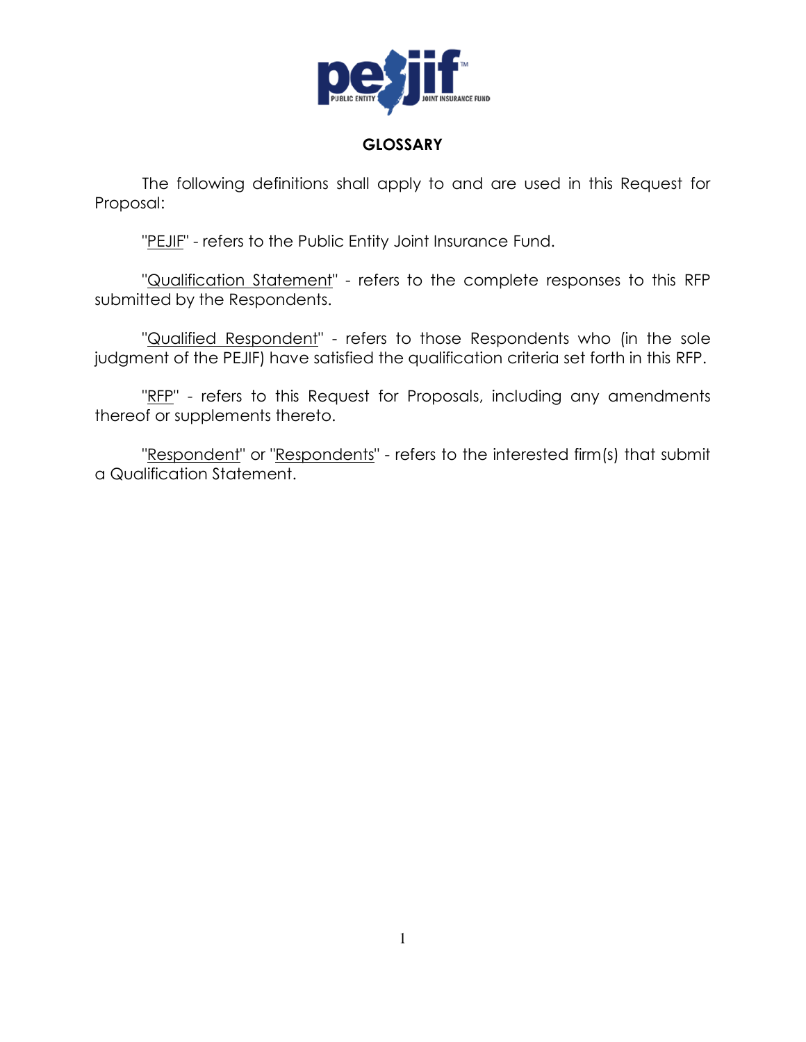# GLOSSARY

The following definitions shall apply to and are used in this Request for Proposal:

"PEJIF" - refers to the Public Entity Joint Insurance Fund.

"Qualification Statement" - refers to the complete responses to this RFP submitted by the Respondents.

"Qualified Respondent" - refers to those Respondents who (in the sole judgment of the PEJIF) have satisfied the qualification criteria set forth in this RFP.

"RFP" - refers to this Request for Proposals, including any amendments thereof or supplements thereto.

"Respondent" or "Respondents" - refers to the interested firm(s) that submit a Qualification Statement.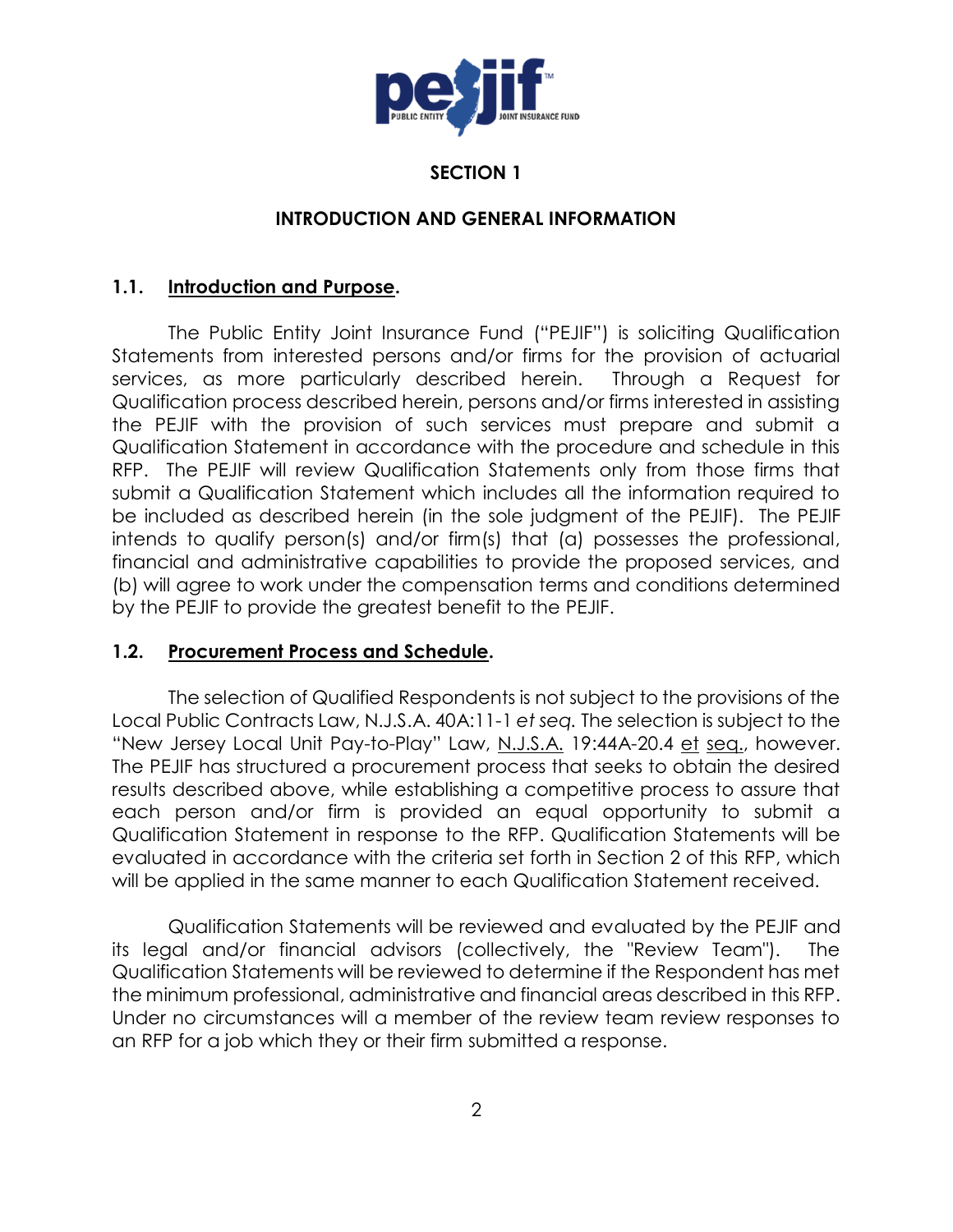## SECTION 1

## INTRODUCTION AND GENERAL INFORMATION

### 1.1. <u>Introduction and Purpose</u>.

The Public Entity Joint Insurance Fund ("PEJIF") is soliciting Qualification Statements from interested persons and/or firms for the provision of actuarial services, as more particularly described herein. Through a Request for Qualification process described herein, persons and/or firms interested in assisting the PEJIF with the provision of such services must prepare and submit a Qualification Statement in accordance with the procedure and schedule in this RFP. The PEJIF will review Qualification Statements only from those firms that submit a Qualification Statement which includes all the information required to be included as described herein (in the sole judgment of the PEJIF). The PEJIF intends to qualify person(s) and/or firm(s) that (a) possesses the professional, financial and administrative capabilities to provide the proposed services, and (b) will agree to work under the compensation terms and conditions determined by the PEJIF to provide the greatest benefit to the PEJIF.

### 1.2. <u>Procurement Process and Schedule</u>.

The selection of Qualified Respondents is not subject to the provisions of the Local Public Contracts Law, N.J.S.A. 40A:11-1 *et seq.* The selection is subject to the "New Jersey Local Unit Pay-to-Play" Law, <u>N.J.S.A.</u> 19:44A-20.4 <u>et</u> <u>seq.</u>, however. The PEJIF has structured a procurement process that seeks to obtain the desired results described above, while establishing a competitive process to assure that each person and/or firm is provided an equal opportunity to submit a Qualification Statement in response to the RFP. Qualification Statements will be evaluated in accordance with the criteria set forth in Section 2 of this RFP, which will be applied in the same manner to each Qualification Statement received.

Qualification Statements will be reviewed and evaluated by the PEJIF and its legal and/or financial advisors (collectively, the "Review Team"). The Qualification Statements will be reviewed to determine if the Respondent has met the minimum professional, administrative and financial areas described in this RFP. Under no circumstances will a member of the review team review responses to an RFP for a job which they or their firm submitted a response.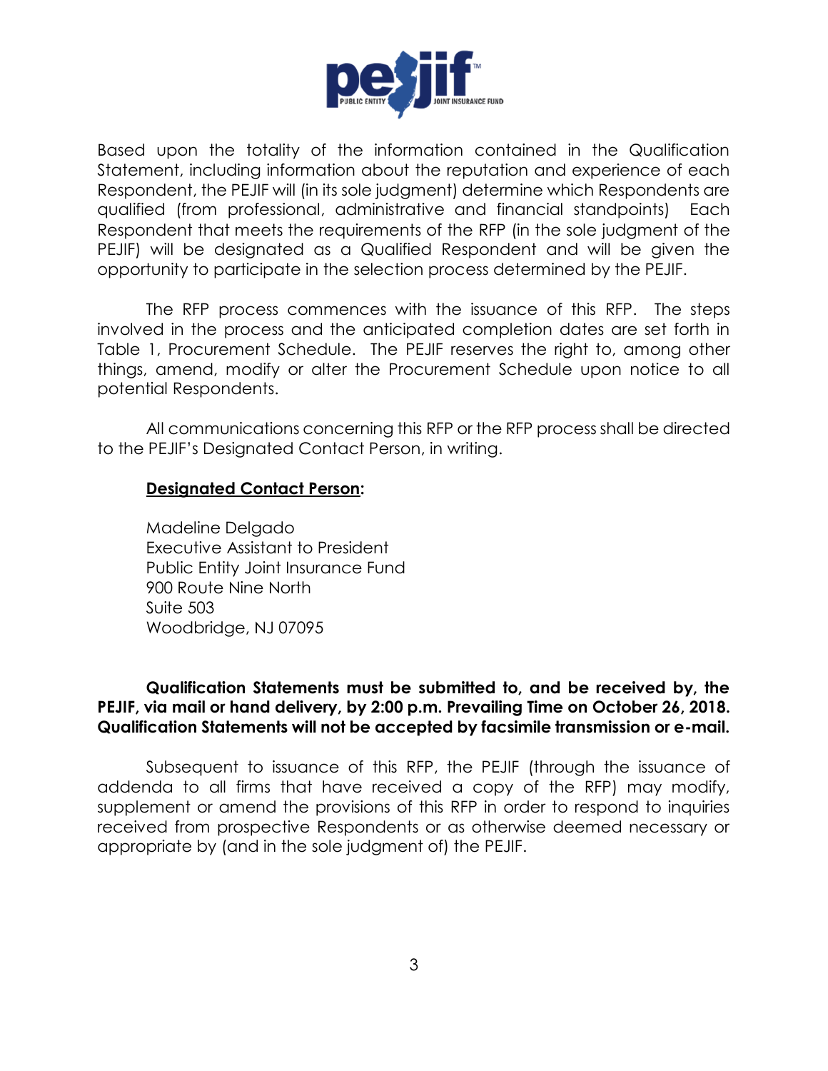Based upon the totality of the information contained in the Qualification Statement, including information about the reputation and experience of each Respondent, the PEJIF will (in its sole judgment) determine which Respondents are qualified (from professional, administrative and financial standpoints) Each Respondent that meets the requirements of the RFP (in the sole judgment of the PEJIF) will be designated as a Qualified Respondent and will be given the opportunity to participate in the selection process determined by the PEJIF.

The RFP process commences with the issuance of this RFP. The steps involved in the process and the anticipated completion dates are set forth in Table 1, Procurement Schedule. The PEJIF reserves the right to, among other things, amend, modify or alter the Procurement Schedule upon notice to all potential Respondents.

All communications concerning this RFP or the RFP process shall be directed to the PEJIF's Designated Contact Person, in writing.

**Designated Contact Person:**

Madeline Delgado
Executive Assistant to President
Public Entity Joint Insurance Fund
900 Route Nine North
Suite 503
Woodbridge, NJ 07095

**Qualification Statements must be submitted to, and be received by, the PEJIF, via mail or hand delivery, by 2:00 p.m. Prevailing Time on October 26, 2018. Qualification Statements will not be accepted by facsimile transmission or e-mail.**

Subsequent to issuance of this RFP, the PEJIF (through the issuance of addenda to all firms that have received a copy of the RFP) may modify, supplement or amend the provisions of this RFP in order to respond to inquiries received from prospective Respondents or as otherwise deemed necessary or appropriate by (and in the sole judgment of) the PEJIF.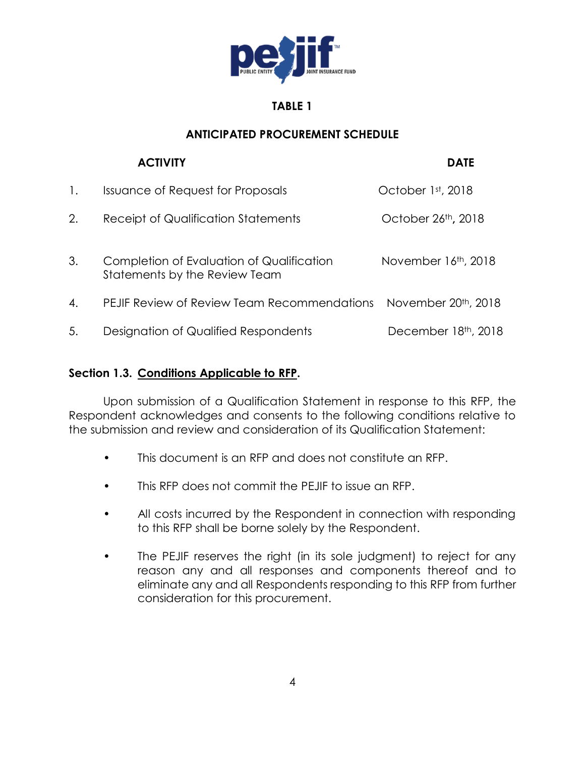## TABLE 1

## ANTICIPATED PROCUREMENT SCHEDULE

| | ACTIVITY | DATE |
|---|---|---|
| 1. | Issuance of Request for Proposals | October 1st, 2018 |
| 2. | Receipt of Qualification Statements | October 26th, 2018 |
| 3. | Completion of Evaluation of Qualification Statements by the Review Team | November 16th, 2018 |
| 4. | PEJIF Review of Review Team Recommendations | November 20th, 2018 |
| 5. | Designation of Qualified Respondents | December 18th, 2018 |

**Section 1.3. <u>Conditions Applicable to RFP</u>.**

Upon submission of a Qualification Statement in response to this RFP, the Respondent acknowledges and consents to the following conditions relative to the submission and review and consideration of its Qualification Statement:

- This document is an RFP and does not constitute an RFP.
- This RFP does not commit the PEJIF to issue an RFP.
- All costs incurred by the Respondent in connection with responding to this RFP shall be borne solely by the Respondent.
- The PEJIF reserves the right (in its sole judgment) to reject for any reason any and all responses and components thereof and to eliminate any and all Respondents responding to this RFP from further consideration for this procurement.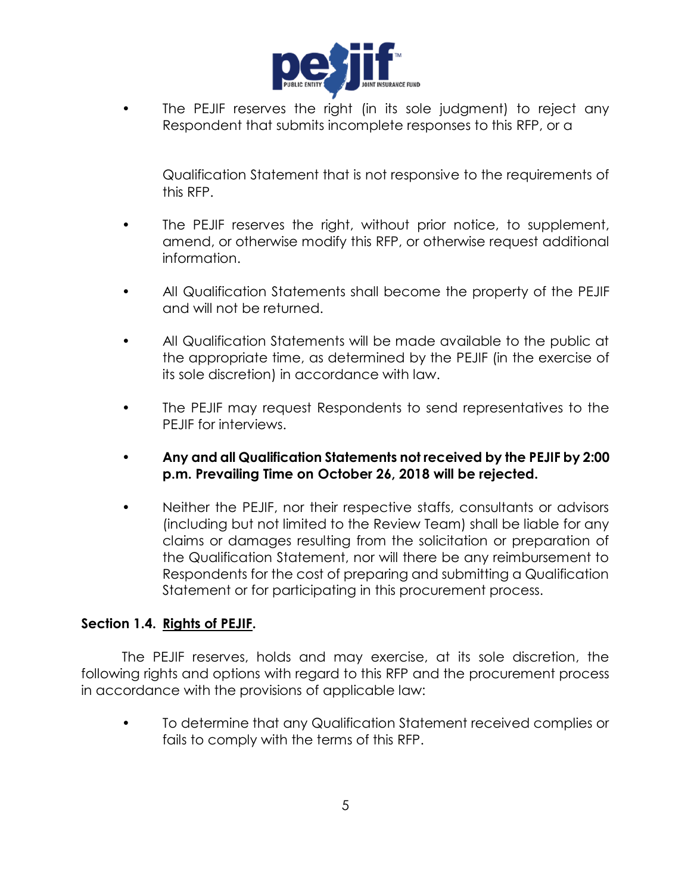- The PEJIF reserves the right (in its sole judgment) to reject any Respondent that submits incomplete responses to this RFP, or a Qualification Statement that is not responsive to the requirements of this RFP.

- The PEJIF reserves the right, without prior notice, to supplement, amend, or otherwise modify this RFP, or otherwise request additional information.

- All Qualification Statements shall become the property of the PEJIF and will not be returned.

- All Qualification Statements will be made available to the public at the appropriate time, as determined by the PEJIF (in the exercise of its sole discretion) in accordance with law.

- The PEJIF may request Respondents to send representatives to the PEJIF for interviews.

- **Any and all Qualification Statements not received by the PEJIF by 2:00 p.m. Prevailing Time on October 26, 2018 will be rejected.**

- Neither the PEJIF, nor their respective staffs, consultants or advisors (including but not limited to the Review Team) shall be liable for any claims or damages resulting from the solicitation or preparation of the Qualification Statement, nor will there be any reimbursement to Respondents for the cost of preparing and submitting a Qualification Statement or for participating in this procurement process.

**Section 1.4. <u>Rights of PEJIF</u>.**

The PEJIF reserves, holds and may exercise, at its sole discretion, the following rights and options with regard to this RFP and the procurement process in accordance with the provisions of applicable law:

- To determine that any Qualification Statement received complies or fails to comply with the terms of this RFP.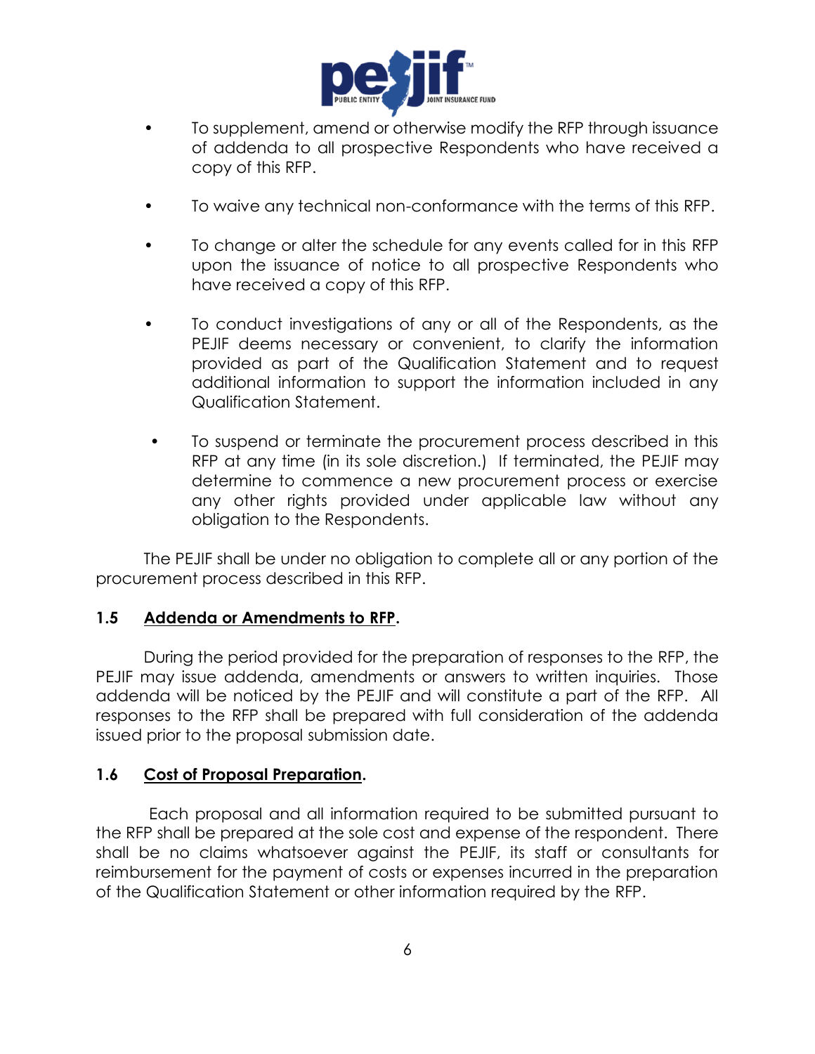- To supplement, amend or otherwise modify the RFP through issuance of addenda to all prospective Respondents who have received a copy of this RFP.

- To waive any technical non-conformance with the terms of this RFP.

- To change or alter the schedule for any events called for in this RFP upon the issuance of notice to all prospective Respondents who have received a copy of this RFP.

- To conduct investigations of any or all of the Respondents, as the PEJIF deems necessary or convenient, to clarify the information provided as part of the Qualification Statement and to request additional information to support the information included in any Qualification Statement.

- To suspend or terminate the procurement process described in this RFP at any time (in its sole discretion.) If terminated, the PEJIF may determine to commence a new procurement process or exercise any other rights provided under applicable law without any obligation to the Respondents.

The PEJIF shall be under no obligation to complete all or any portion of the procurement process described in this RFP.

**1.5 Addenda or Amendments to RFP.**

During the period provided for the preparation of responses to the RFP, the PEJIF may issue addenda, amendments or answers to written inquiries. Those addenda will be noticed by the PEJIF and will constitute a part of the RFP. All responses to the RFP shall be prepared with full consideration of the addenda issued prior to the proposal submission date.

**1.6 Cost of Proposal Preparation.**

Each proposal and all information required to be submitted pursuant to the RFP shall be prepared at the sole cost and expense of the respondent. There shall be no claims whatsoever against the PEJIF, its staff or consultants for reimbursement for the payment of costs or expenses incurred in the preparation of the Qualification Statement or other information required by the RFP.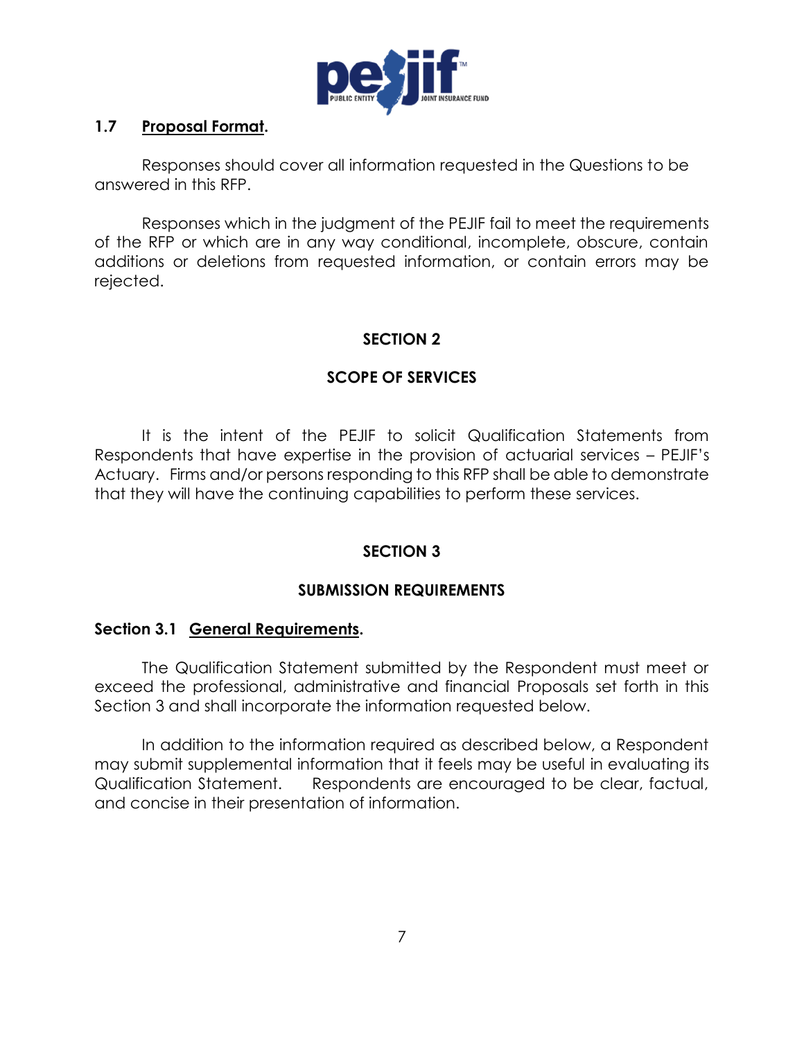### 1.7 Proposal Format.

Responses should cover all information requested in the Questions to be answered in this RFP.

Responses which in the judgment of the PEJIF fail to meet the requirements of the RFP or which are in any way conditional, incomplete, obscure, contain additions or deletions from requested information, or contain errors may be rejected.

## SECTION 2

## SCOPE OF SERVICES

It is the intent of the PEJIF to solicit Qualification Statements from Respondents that have expertise in the provision of actuarial services – PEJIF's Actuary. Firms and/or persons responding to this RFP shall be able to demonstrate that they will have the continuing capabilities to perform these services.

## SECTION 3

## SUBMISSION REQUIREMENTS

### Section 3.1 General Requirements.

The Qualification Statement submitted by the Respondent must meet or exceed the professional, administrative and financial Proposals set forth in this Section 3 and shall incorporate the information requested below.

In addition to the information required as described below, a Respondent may submit supplemental information that it feels may be useful in evaluating its Qualification Statement. Respondents are encouraged to be clear, factual, and concise in their presentation of information.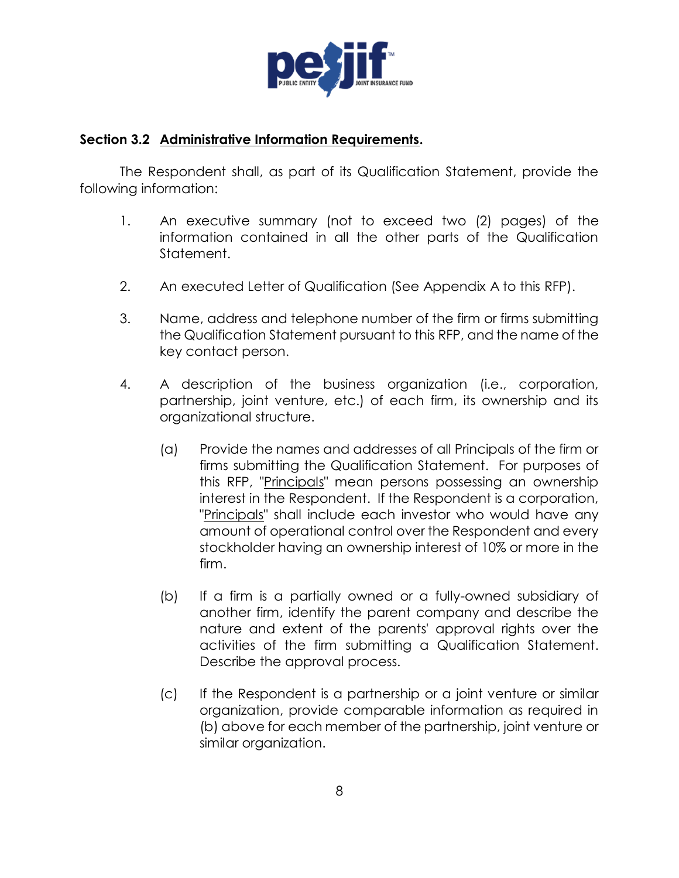**Section 3.2 Administrative Information Requirements.**

The Respondent shall, as part of its Qualification Statement, provide the following information:

1. An executive summary (not to exceed two (2) pages) of the information contained in all the other parts of the Qualification Statement.

2. An executed Letter of Qualification (See Appendix A to this RFP).

3. Name, address and telephone number of the firm or firms submitting the Qualification Statement pursuant to this RFP, and the name of the key contact person.

4. A description of the business organization (i.e., corporation, partnership, joint venture, etc.) of each firm, its ownership and its organizational structure.

    (a) Provide the names and addresses of all Principals of the firm or firms submitting the Qualification Statement. For purposes of this RFP, "Principals" mean persons possessing an ownership interest in the Respondent. If the Respondent is a corporation, "Principals" shall include each investor who would have any amount of operational control over the Respondent and every stockholder having an ownership interest of 10% or more in the firm.

    (b) If a firm is a partially owned or a fully-owned subsidiary of another firm, identify the parent company and describe the nature and extent of the parents' approval rights over the activities of the firm submitting a Qualification Statement. Describe the approval process.

    (c) If the Respondent is a partnership or a joint venture or similar organization, provide comparable information as required in (b) above for each member of the partnership, joint venture or similar organization.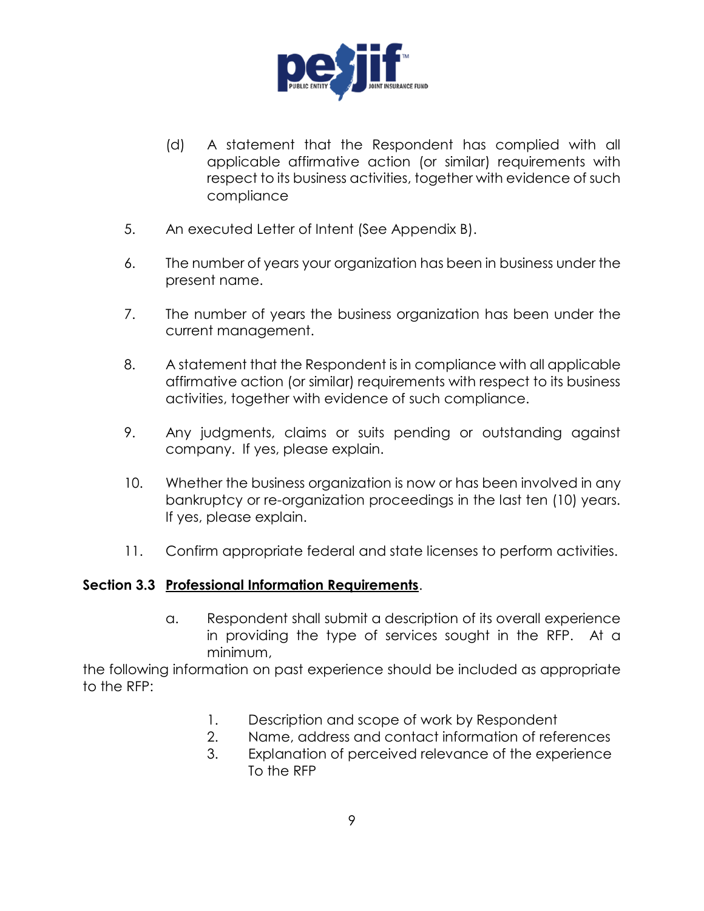(d) A statement that the Respondent has complied with all applicable affirmative action (or similar) requirements with respect to its business activities, together with evidence of such compliance

5. An executed Letter of Intent (See Appendix B).

6. The number of years your organization has been in business under the present name.

7. The number of years the business organization has been under the current management.

8. A statement that the Respondent is in compliance with all applicable affirmative action (or similar) requirements with respect to its business activities, together with evidence of such compliance.

9. Any judgments, claims or suits pending or outstanding against company. If yes, please explain.

10. Whether the business organization is now or has been involved in any bankruptcy or re-organization proceedings in the last ten (10) years. If yes, please explain.

11. Confirm appropriate federal and state licenses to perform activities.

**Section 3.3 <u>Professional Information Requirements</u>**.

a. Respondent shall submit a description of its overall experience in providing the type of services sought in the RFP. At a minimum,

the following information on past experience should be included as appropriate to the RFP:

1. Description and scope of work by Respondent
2. Name, address and contact information of references
3. Explanation of perceived relevance of the experience To the RFP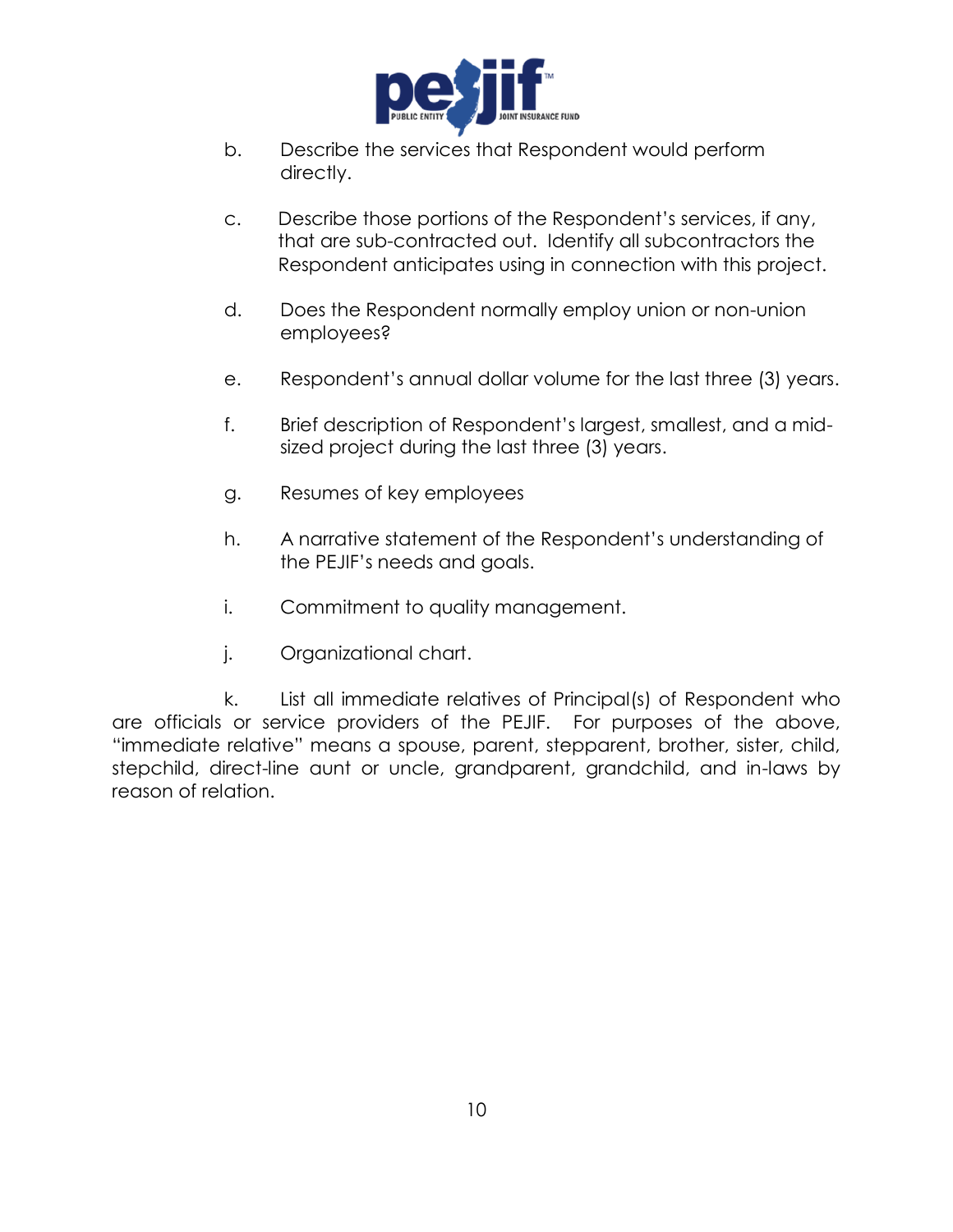b. Describe the services that Respondent would perform directly.

c. Describe those portions of the Respondent's services, if any, that are sub-contracted out. Identify all subcontractors the Respondent anticipates using in connection with this project.

d. Does the Respondent normally employ union or non-union employees?

e. Respondent's annual dollar volume for the last three (3) years.

f. Brief description of Respondent's largest, smallest, and a mid-sized project during the last three (3) years.

g. Resumes of key employees

h. A narrative statement of the Respondent's understanding of the PEJIF's needs and goals.

i. Commitment to quality management.

j. Organizational chart.

k. List all immediate relatives of Principal(s) of Respondent who are officials or service providers of the PEJIF. For purposes of the above, "immediate relative" means a spouse, parent, stepparent, brother, sister, child, stepchild, direct-line aunt or uncle, grandparent, grandchild, and in-laws by reason of relation.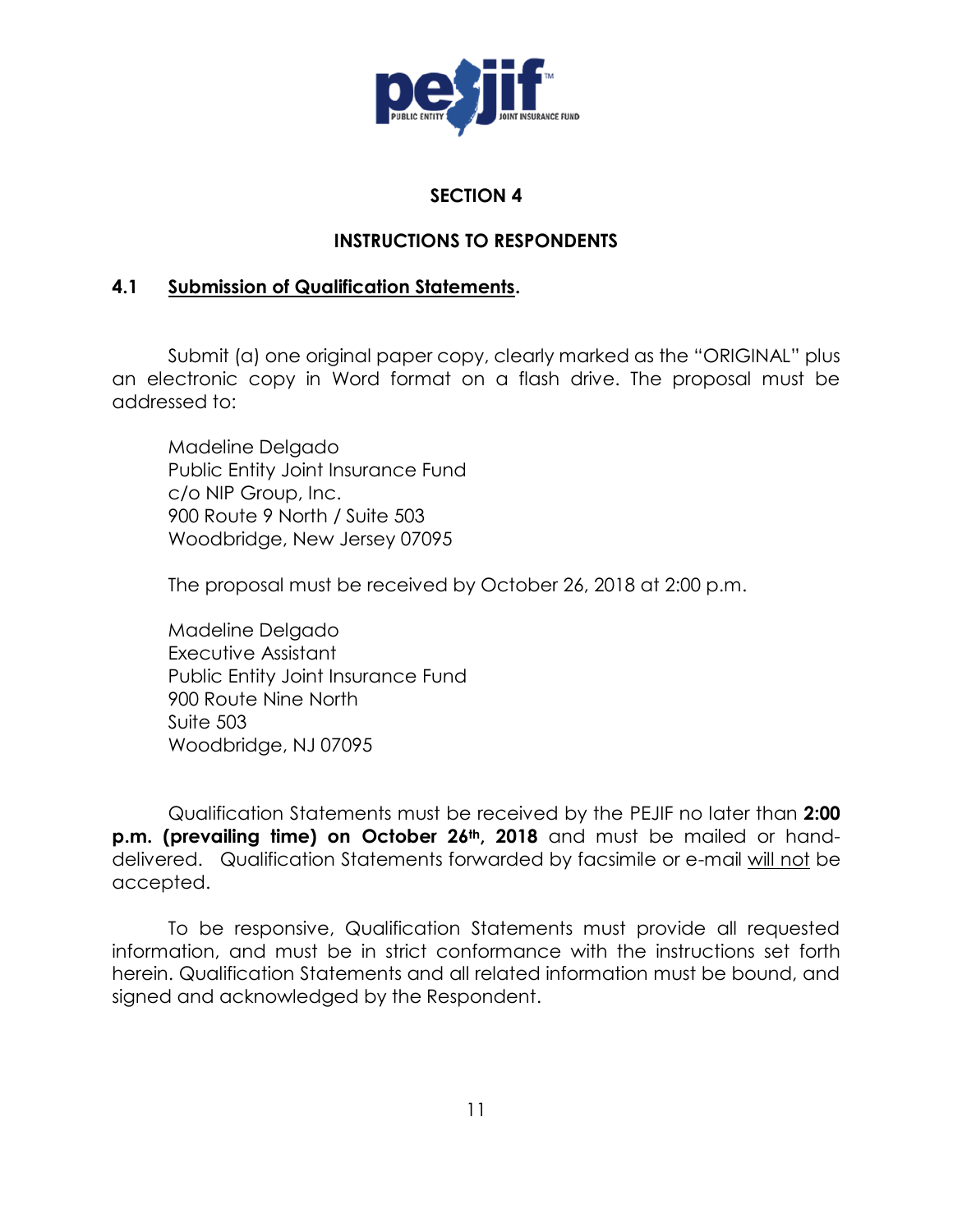## SECTION 4

## INSTRUCTIONS TO RESPONDENTS

### 4.1 Submission of Qualification Statements.

Submit (a) one original paper copy, clearly marked as the "ORIGINAL" plus an electronic copy in Word format on a flash drive. The proposal must be addressed to:

Madeline Delgado
Public Entity Joint Insurance Fund
c/o NIP Group, Inc.
900 Route 9 North / Suite 503
Woodbridge, New Jersey 07095

The proposal must be received by October 26, 2018 at 2:00 p.m.

Madeline Delgado
Executive Assistant
Public Entity Joint Insurance Fund
900 Route Nine North
Suite 503
Woodbridge, NJ 07095

Qualification Statements must be received by the PEJIF no later than **2:00 p.m. (prevailing time) on October 26th, 2018** and must be mailed or hand-delivered. Qualification Statements forwarded by facsimile or e-mail will not be accepted.

To be responsive, Qualification Statements must provide all requested information, and must be in strict conformance with the instructions set forth herein. Qualification Statements and all related information must be bound, and signed and acknowledged by the Respondent.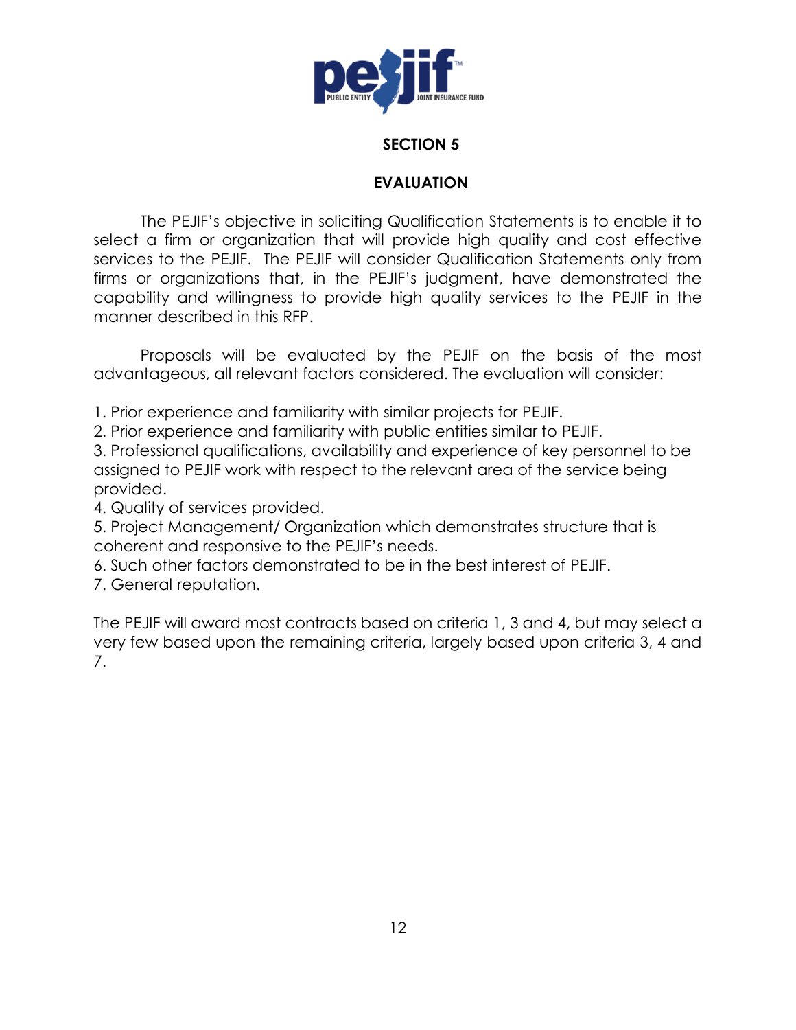## SECTION 5

## EVALUATION

The PEJIF's objective in soliciting Qualification Statements is to enable it to select a firm or organization that will provide high quality and cost effective services to the PEJIF. The PEJIF will consider Qualification Statements only from firms or organizations that, in the PEJIF's judgment, have demonstrated the capability and willingness to provide high quality services to the PEJIF in the manner described in this RFP.

Proposals will be evaluated by the PEJIF on the basis of the most advantageous, all relevant factors considered. The evaluation will consider:

1. Prior experience and familiarity with similar projects for PEJIF.
2. Prior experience and familiarity with public entities similar to PEJIF.
3. Professional qualifications, availability and experience of key personnel to be assigned to PEJIF work with respect to the relevant area of the service being provided.
4. Quality of services provided.
5. Project Management/ Organization which demonstrates structure that is coherent and responsive to the PEJIF's needs.
6. Such other factors demonstrated to be in the best interest of PEJIF.
7. General reputation.

The PEJIF will award most contracts based on criteria 1, 3 and 4, but may select a very few based upon the remaining criteria, largely based upon criteria 3, 4 and 7.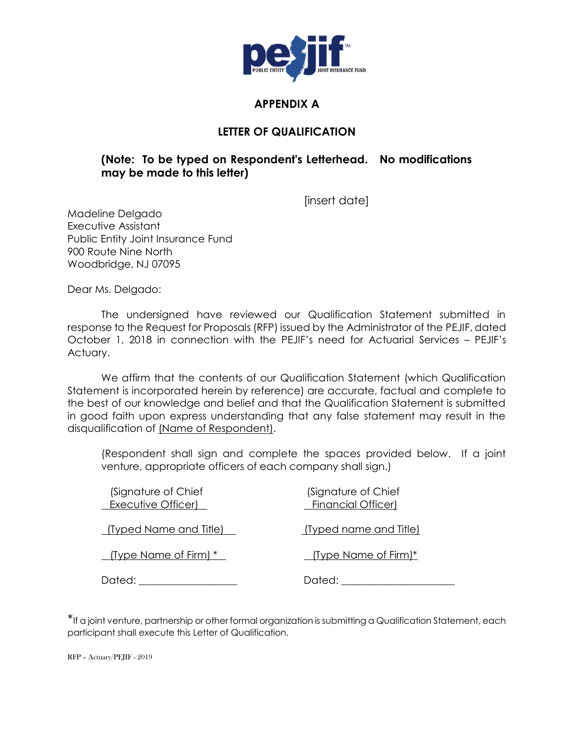## APPENDIX A

## LETTER OF QUALIFICATION

**(Note: To be typed on Respondent's Letterhead. No modifications may be made to this letter)**

[insert date]

Madeline Delgado
Executive Assistant
Public Entity Joint Insurance Fund
900 Route Nine North
Woodbridge, NJ 07095

Dear Ms. Delgado:

The undersigned have reviewed our Qualification Statement submitted in response to the Request for Proposals (RFP) issued by the Administrator of the PEJIF, dated October 1, 2018 in connection with the PEJIF's need for Actuarial Services – PEJIF's Actuary.

We affirm that the contents of our Qualification Statement (which Qualification Statement is incorporated herein by reference) are accurate, factual and complete to the best of our knowledge and belief and that the Qualification Statement is submitted in good faith upon express understanding that any false statement may result in the disqualification of (Name of Respondent).

(Respondent shall sign and complete the spaces provided below. If a joint venture, appropriate officers of each company shall sign.)

| | |
|---|---|
| (Signature of Chief Executive Officer) | (Signature of Chief Financial Officer) |
| (Typed Name and Title) | (Typed name and Title) |
| (Type Name of Firm) * | (Type Name of Firm)* |
| Dated: ___________________ | Dated: _____________________ |

*If a joint venture, partnership or other formal organization is submitting a Qualification Statement, each participant shall execute this Letter of Qualification.

RFP – Actuary/PEJIF - 2019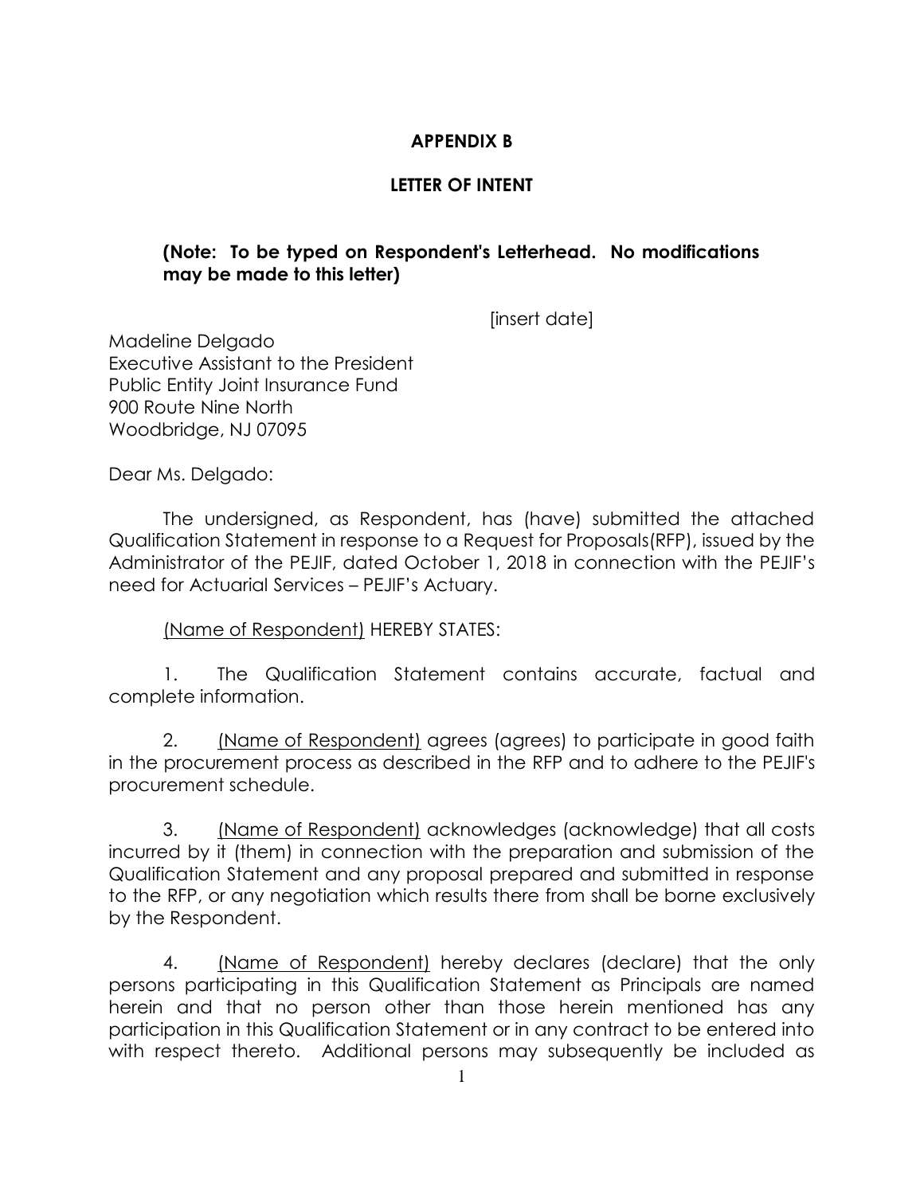## APPENDIX B

## LETTER OF INTENT

**(Note: To be typed on Respondent's Letterhead. No modifications may be made to this letter)**

[insert date]

Madeline Delgado
Executive Assistant to the President
Public Entity Joint Insurance Fund
900 Route Nine North
Woodbridge, NJ 07095

Dear Ms. Delgado:

The undersigned, as Respondent, has (have) submitted the attached Qualification Statement in response to a Request for Proposals(RFP), issued by the Administrator of the PEJIF, dated October 1, 2018 in connection with the PEJIF's need for Actuarial Services – PEJIF's Actuary.

<u>(Name of Respondent)</u> HEREBY STATES:

1. The Qualification Statement contains accurate, factual and complete information.

2. <u>(Name of Respondent)</u> agrees (agrees) to participate in good faith in the procurement process as described in the RFP and to adhere to the PEJIF's procurement schedule.

3. <u>(Name of Respondent)</u> acknowledges (acknowledge) that all costs incurred by it (them) in connection with the preparation and submission of the Qualification Statement and any proposal prepared and submitted in response to the RFP, or any negotiation which results there from shall be borne exclusively by the Respondent.

4. <u>(Name of Respondent)</u> hereby declares (declare) that the only persons participating in this Qualification Statement as Principals are named herein and that no person other than those herein mentioned has any participation in this Qualification Statement or in any contract to be entered into with respect thereto. Additional persons may subsequently be included as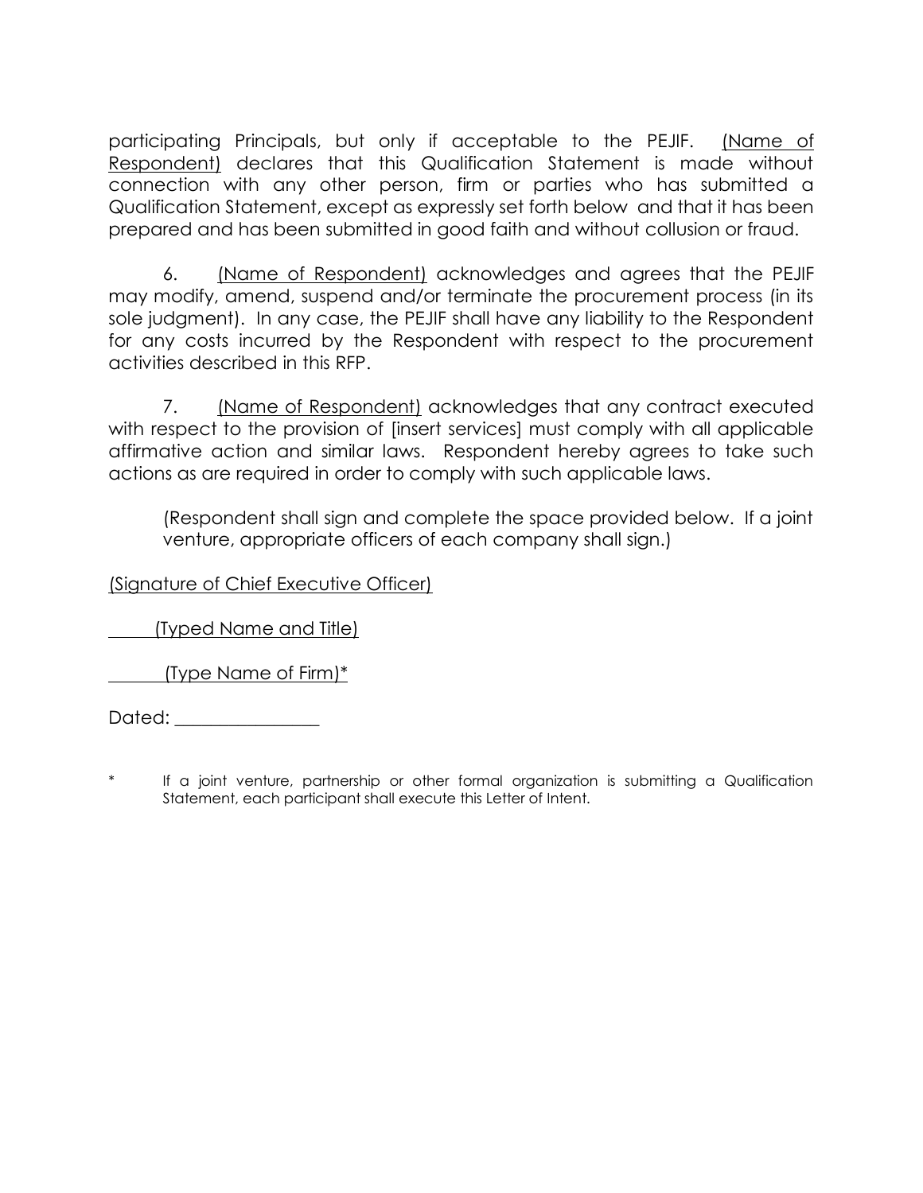participating Principals, but only if acceptable to the PEJIF. (Name of Respondent) declares that this Qualification Statement is made without connection with any other person, firm or parties who has submitted a Qualification Statement, except as expressly set forth below and that it has been prepared and has been submitted in good faith and without collusion or fraud.

6. (Name of Respondent) acknowledges and agrees that the PEJIF may modify, amend, suspend and/or terminate the procurement process (in its sole judgment). In any case, the PEJIF shall have any liability to the Respondent for any costs incurred by the Respondent with respect to the procurement activities described in this RFP.

7. (Name of Respondent) acknowledges that any contract executed with respect to the provision of [insert services] must comply with all applicable affirmative action and similar laws. Respondent hereby agrees to take such actions as are required in order to comply with such applicable laws.

(Respondent shall sign and complete the space provided below. If a joint venture, appropriate officers of each company shall sign.)

(Signature of Chief Executive Officer)

(Typed Name and Title)

(Type Name of Firm)*

Dated: ________________

\* If a joint venture, partnership or other formal organization is submitting a Qualification Statement, each participant shall execute this Letter of Intent.